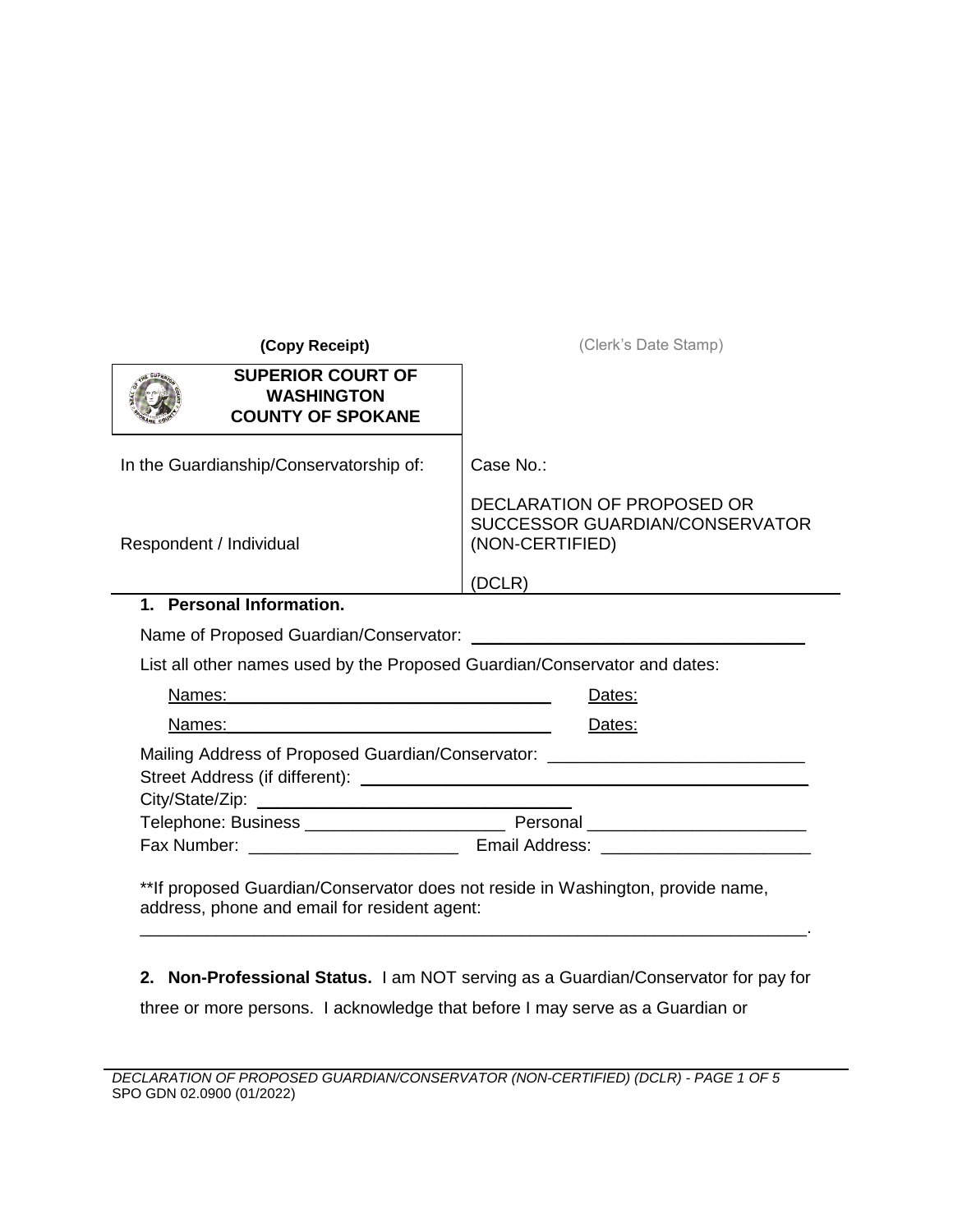**(Copy Receipt)** (Clerk's Date Stamp)

| **SUPERIOR COURT OF WASHINGTON COUNTY OF SPOKANE** | |
|---|---|
| In the Guardianship/Conservatorship of: | Case No.: |
| Respondent / Individual | DECLARATION OF PROPOSED OR SUCCESSOR GUARDIAN/CONSERVATOR (NON-CERTIFIED) (DCLR) |

**1. Personal Information.**

Name of Proposed Guardian/Conservator: ___________________________________

List all other names used by the Proposed Guardian/Conservator and dates:

Names: ___________________________________ Dates:

Names: ___________________________________ Dates:

Mailing Address of Proposed Guardian/Conservator: ___________________________
Street Address (if different): ___________________________________________
City/State/Zip: ________________________________
Telephone: Business _____________________ Personal _______________________
Fax Number: ______________________ Email Address: ______________________

**If proposed Guardian/Conservator does not reside in Washington, provide name, address, phone and email for resident agent:
_______________________________________________________________________.

**2. Non-Professional Status.** I am NOT serving as a Guardian/Conservator for pay for three or more persons. I acknowledge that before I may serve as a Guardian or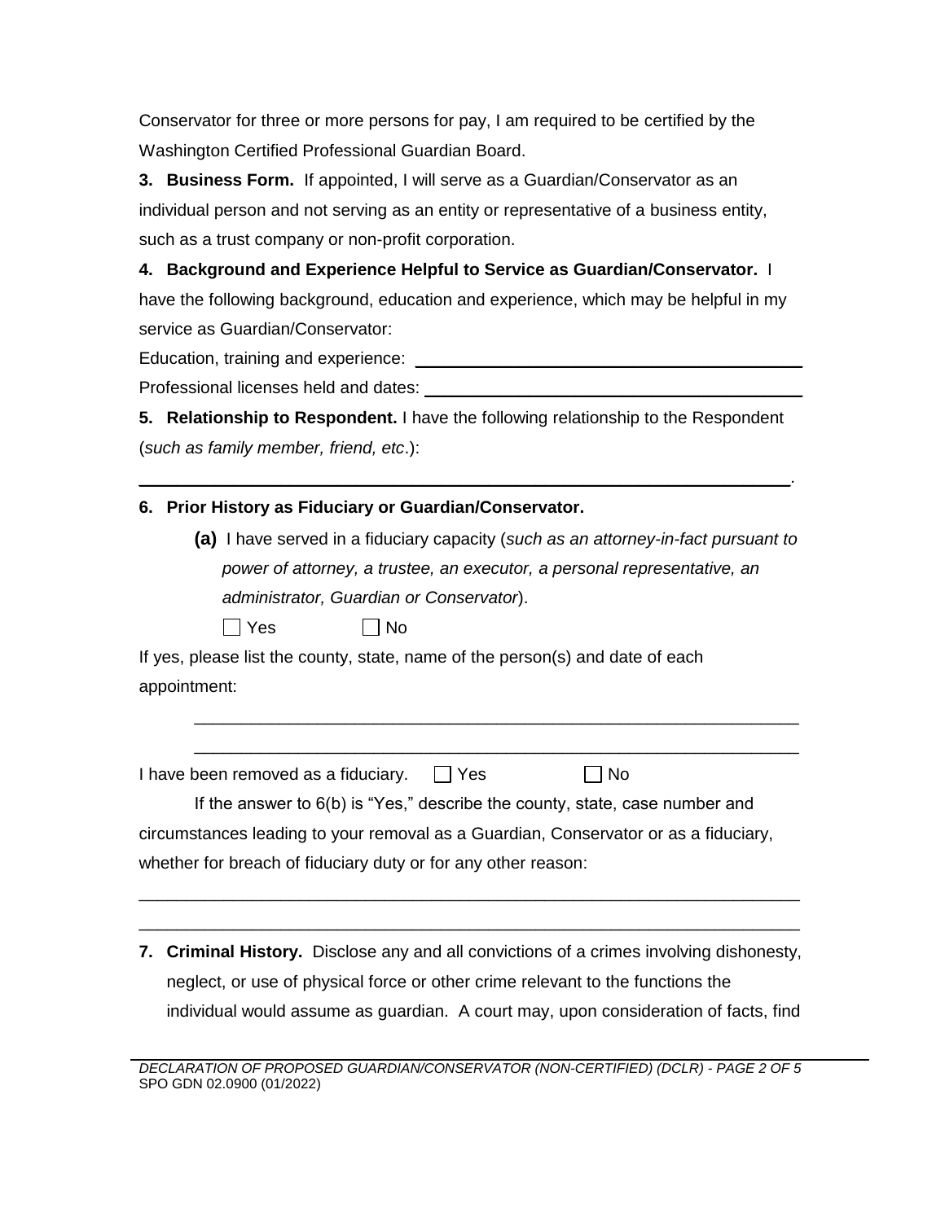Conservator for three or more persons for pay, I am required to be certified by the Washington Certified Professional Guardian Board.

**3. Business Form.** If appointed, I will serve as a Guardian/Conservator as an individual person and not serving as an entity or representative of a business entity, such as a trust company or non-profit corporation.

**4. Background and Experience Helpful to Service as Guardian/Conservator.** I have the following background, education and experience, which may be helpful in my service as Guardian/Conservator:

Education, training and experience: ______________________________

Professional licenses held and dates: ______________________________

**5. Relationship to Respondent.** I have the following relationship to the Respondent (*such as family member, friend, etc*.):

______________________________________________________________.

**6. Prior History as Fiduciary or Guardian/Conservator.**

**(a)** I have served in a fiduciary capacity (*such as an attorney-in-fact pursuant to power of attorney, a trustee, an executor, a personal representative, an administrator, Guardian or Conservator*).

☐ Yes ☐ No

If yes, please list the county, state, name of the person(s) and date of each appointment:

______________________________________________________________

______________________________________________________________

I have been removed as a fiduciary. ☐ Yes ☐ No

If the answer to 6(b) is "Yes," describe the county, state, case number and circumstances leading to your removal as a Guardian, Conservator or as a fiduciary, whether for breach of fiduciary duty or for any other reason:

______________________________________________________________

______________________________________________________________

**7. Criminal History.** Disclose any and all convictions of a crimes involving dishonesty, neglect, or use of physical force or other crime relevant to the functions the individual would assume as guardian. A court may, upon consideration of facts, find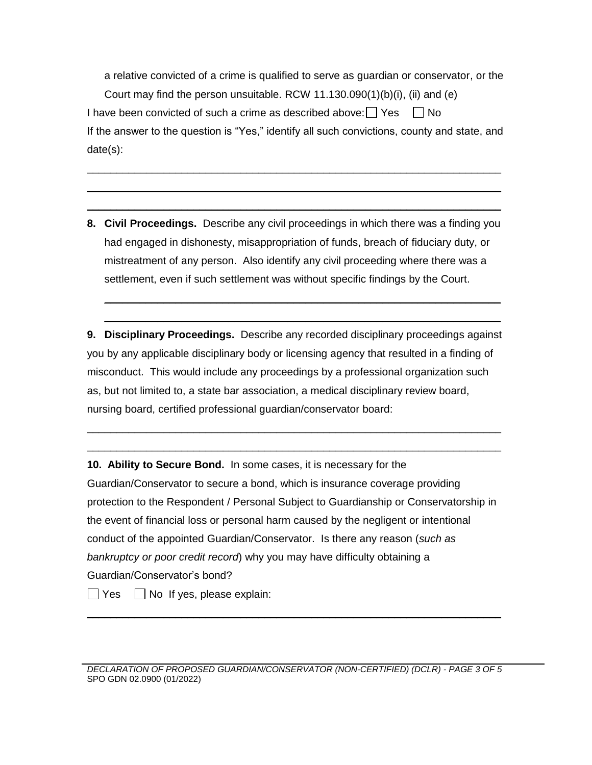a relative convicted of a crime is qualified to serve as guardian or conservator, or the Court may find the person unsuitable. RCW 11.130.090(1)(b)(i), (ii) and (e)

I have been convicted of such a crime as described above: ☐ Yes ☐ No

If the answer to the question is "Yes," identify all such convictions, county and state, and date(s):

\_\_\_\_\_\_\_\_\_\_\_\_\_\_\_\_\_\_\_\_\_\_\_\_\_\_\_\_\_\_\_\_\_\_\_\_\_\_\_\_\_\_\_\_\_\_\_\_\_\_\_\_\_\_\_\_\_\_\_\_\_\_\_\_\_\_

\_\_\_\_\_\_\_\_\_\_\_\_\_\_\_\_\_\_\_\_\_\_\_\_\_\_\_\_\_\_\_\_\_\_\_\_\_\_\_\_\_\_\_\_\_\_\_\_\_\_\_\_\_\_\_\_\_\_\_\_\_\_\_\_\_\_

\_\_\_\_\_\_\_\_\_\_\_\_\_\_\_\_\_\_\_\_\_\_\_\_\_\_\_\_\_\_\_\_\_\_\_\_\_\_\_\_\_\_\_\_\_\_\_\_\_\_\_\_\_\_\_\_\_\_\_\_\_\_\_\_\_\_

**8. Civil Proceedings.** Describe any civil proceedings in which there was a finding you had engaged in dishonesty, misappropriation of funds, breach of fiduciary duty, or mistreatment of any person. Also identify any civil proceeding where there was a settlement, even if such settlement was without specific findings by the Court.

\_\_\_\_\_\_\_\_\_\_\_\_\_\_\_\_\_\_\_\_\_\_\_\_\_\_\_\_\_\_\_\_\_\_\_\_\_\_\_\_\_\_\_\_\_\_\_\_\_\_\_\_\_\_\_\_\_\_\_\_\_\_\_\_\_\_

\_\_\_\_\_\_\_\_\_\_\_\_\_\_\_\_\_\_\_\_\_\_\_\_\_\_\_\_\_\_\_\_\_\_\_\_\_\_\_\_\_\_\_\_\_\_\_\_\_\_\_\_\_\_\_\_\_\_\_\_\_\_\_\_\_\_

**9. Disciplinary Proceedings.** Describe any recorded disciplinary proceedings against you by any applicable disciplinary body or licensing agency that resulted in a finding of misconduct. This would include any proceedings by a professional organization such as, but not limited to, a state bar association, a medical disciplinary review board, nursing board, certified professional guardian/conservator board:

\_\_\_\_\_\_\_\_\_\_\_\_\_\_\_\_\_\_\_\_\_\_\_\_\_\_\_\_\_\_\_\_\_\_\_\_\_\_\_\_\_\_\_\_\_\_\_\_\_\_\_\_\_\_\_\_\_\_\_\_\_\_\_\_\_\_

\_\_\_\_\_\_\_\_\_\_\_\_\_\_\_\_\_\_\_\_\_\_\_\_\_\_\_\_\_\_\_\_\_\_\_\_\_\_\_\_\_\_\_\_\_\_\_\_\_\_\_\_\_\_\_\_\_\_\_\_\_\_\_\_\_\_

**10. Ability to Secure Bond.** In some cases, it is necessary for the Guardian/Conservator to secure a bond, which is insurance coverage providing protection to the Respondent / Personal Subject to Guardianship or Conservatorship in the event of financial loss or personal harm caused by the negligent or intentional conduct of the appointed Guardian/Conservator. Is there any reason (*such as bankruptcy or poor credit record*) why you may have difficulty obtaining a Guardian/Conservator's bond?

☐ Yes ☐ No If yes, please explain:

\_\_\_\_\_\_\_\_\_\_\_\_\_\_\_\_\_\_\_\_\_\_\_\_\_\_\_\_\_\_\_\_\_\_\_\_\_\_\_\_\_\_\_\_\_\_\_\_\_\_\_\_\_\_\_\_\_\_\_\_\_\_\_\_\_\_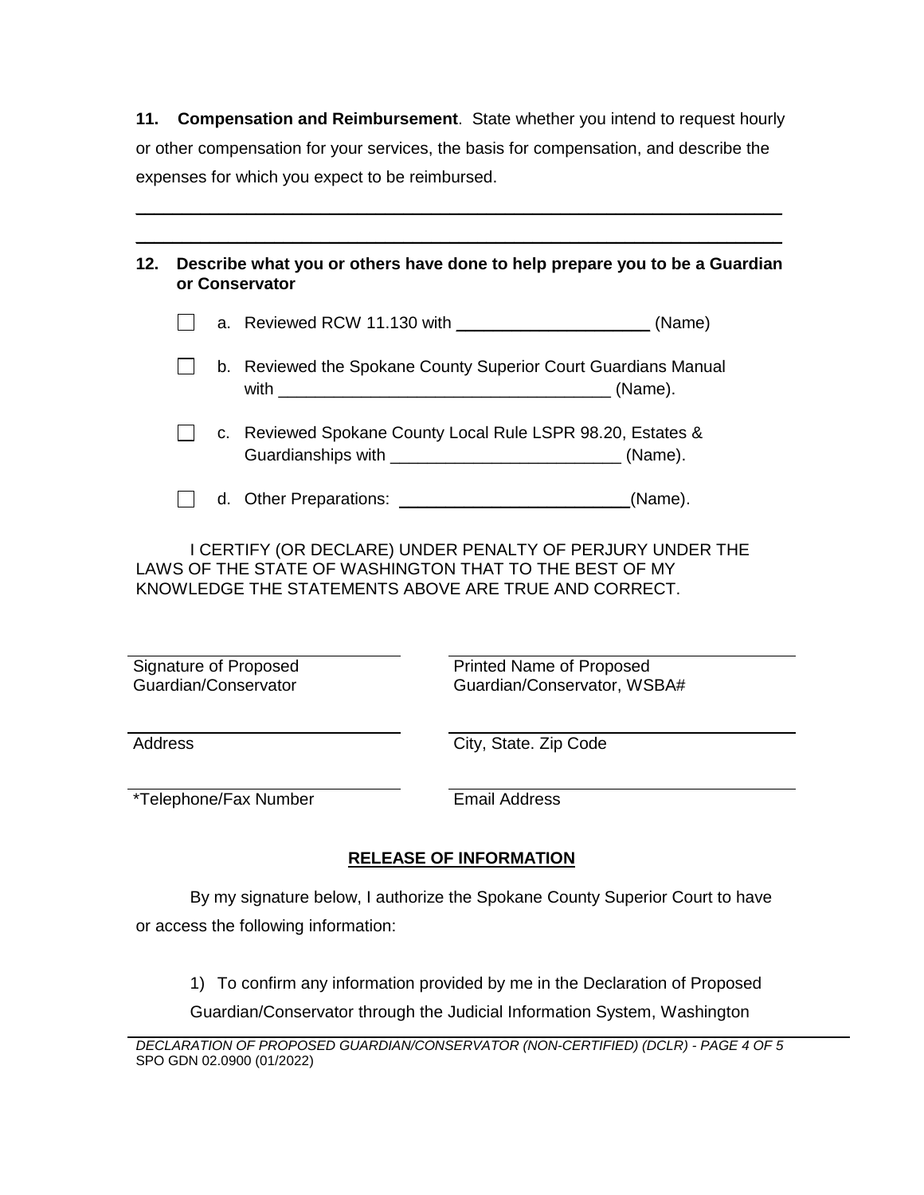**11. Compensation and Reimbursement**. State whether you intend to request hourly or other compensation for your services, the basis for compensation, and describe the expenses for which you expect to be reimbursed.

\_\_\_\_\_\_\_\_\_\_\_\_\_\_\_\_\_\_\_\_\_\_\_\_\_\_\_\_\_\_\_\_\_\_\_\_\_\_\_\_\_\_\_\_\_\_\_\_\_\_\_\_\_\_\_\_\_\_\_\_\_\_\_\_\_\_\_\_\_\_

\_\_\_\_\_\_\_\_\_\_\_\_\_\_\_\_\_\_\_\_\_\_\_\_\_\_\_\_\_\_\_\_\_\_\_\_\_\_\_\_\_\_\_\_\_\_\_\_\_\_\_\_\_\_\_\_\_\_\_\_\_\_\_\_\_\_\_\_\_\_

**12. Describe what you or others have done to help prepare you to be a Guardian or Conservator**

- ☐ a. Reviewed RCW 11.130 with \_\_\_\_\_\_\_\_\_\_\_\_\_\_\_\_\_\_\_\_ (Name)
- ☐ b. Reviewed the Spokane County Superior Court Guardians Manual with \_\_\_\_\_\_\_\_\_\_\_\_\_\_\_\_\_\_\_\_\_\_\_\_\_\_\_\_\_\_\_\_\_\_\_ (Name).
- ☐ c. Reviewed Spokane County Local Rule LSPR 98.20, Estates & Guardianships with \_\_\_\_\_\_\_\_\_\_\_\_\_\_\_\_\_\_\_\_\_\_\_\_ (Name).
- ☐ d. Other Preparations: \_\_\_\_\_\_\_\_\_\_\_\_\_\_\_\_\_\_\_\_\_\_\_\_(Name).

I CERTIFY (OR DECLARE) UNDER PENALTY OF PERJURY UNDER THE LAWS OF THE STATE OF WASHINGTON THAT TO THE BEST OF MY KNOWLEDGE THE STATEMENTS ABOVE ARE TRUE AND CORRECT.

| | |
|---|---|
| \_\_\_\_\_\_\_\_\_\_\_\_\_\_\_\_\_\_\_\_ | \_\_\_\_\_\_\_\_\_\_\_\_\_\_\_\_\_\_\_\_ |
| Signature of Proposed Guardian/Conservator | Printed Name of Proposed Guardian/Conservator, WSBA# |
| \_\_\_\_\_\_\_\_\_\_\_\_\_\_\_\_\_\_\_\_ | \_\_\_\_\_\_\_\_\_\_\_\_\_\_\_\_\_\_\_\_ |
| Address | City, State. Zip Code |
| \_\_\_\_\_\_\_\_\_\_\_\_\_\_\_\_\_\_\_\_ | \_\_\_\_\_\_\_\_\_\_\_\_\_\_\_\_\_\_\_\_ |
| *Telephone/Fax Number | Email Address |

## RELEASE OF INFORMATION

By my signature below, I authorize the Spokane County Superior Court to have or access the following information:

1) To confirm any information provided by me in the Declaration of Proposed Guardian/Conservator through the Judicial Information System, Washington

DECLARATION OF PROPOSED GUARDIAN/CONSERVATOR (NON-CERTIFIED) (DCLR)
SPO GDN 02.0900 (01/2022)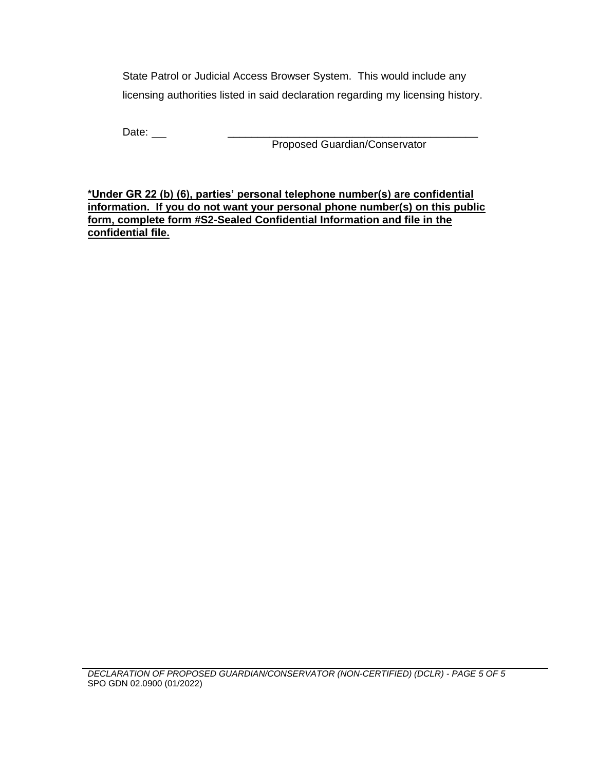State Patrol or Judicial Access Browser System. This would include any licensing authorities listed in said declaration regarding my licensing history.

Date: \_\_ ____________________________________________
Proposed Guardian/Conservator

**\*Under GR 22 (b) (6), parties' personal telephone number(s) are confidential information. If you do not want your personal phone number(s) on this public form, complete form #S2-Sealed Confidential Information and file in the confidential file.**